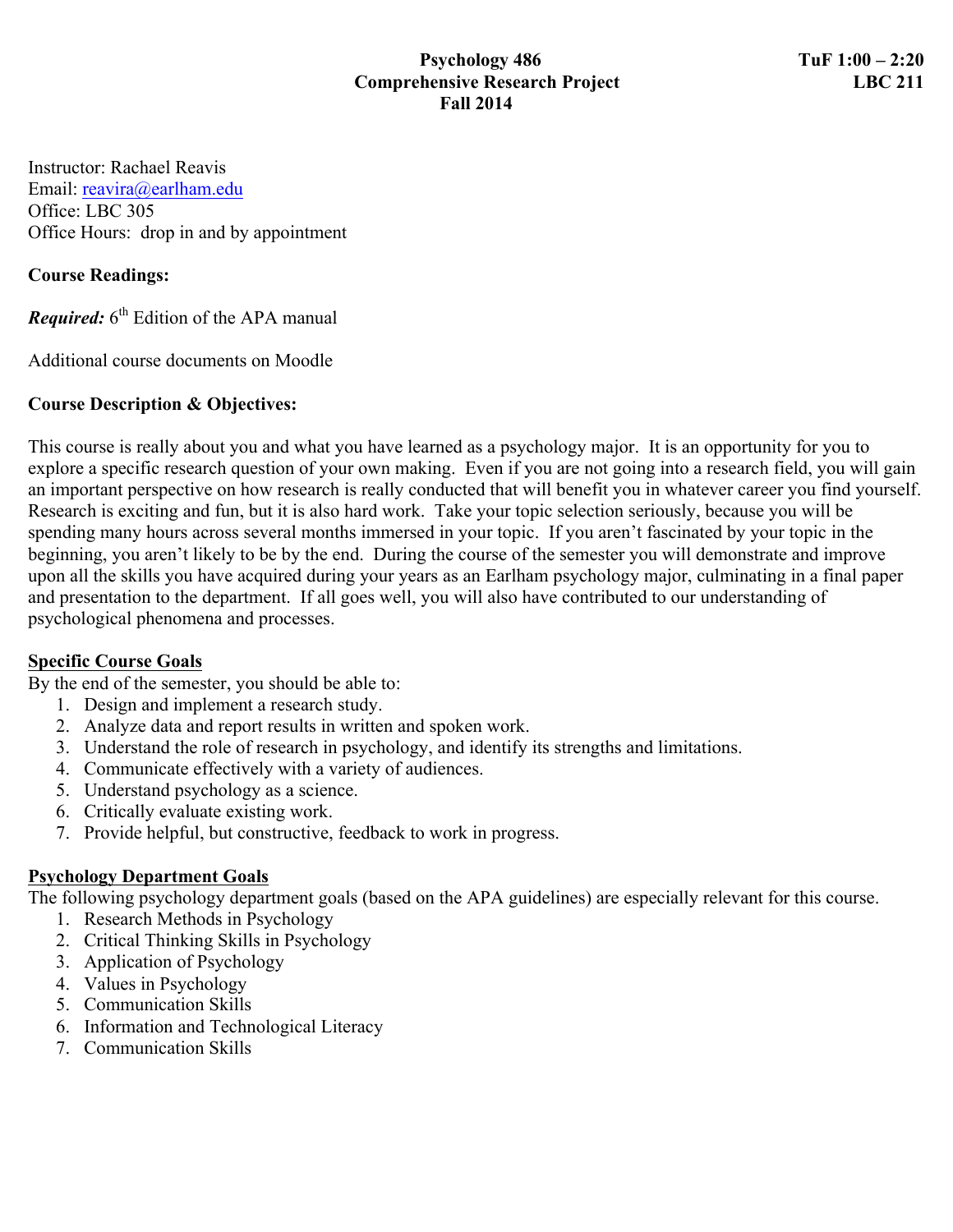# Psychology 486
# Comprehensive Research Project
# Fall 2014

**TuF 1:00 – 2:20**
**LBC 211**

Instructor: Rachael Reavis
Email: reavira@earlham.edu
Office: LBC 305
Office Hours: drop in and by appointment

**Course Readings:**

***Required:*** 6th Edition of the APA manual

Additional course documents on Moodle

**Course Description & Objectives:**

This course is really about you and what you have learned as a psychology major. It is an opportunity for you to explore a specific research question of your own making. Even if you are not going into a research field, you will gain an important perspective on how research is really conducted that will benefit you in whatever career you find yourself. Research is exciting and fun, but it is also hard work. Take your topic selection seriously, because you will be spending many hours across several months immersed in your topic. If you aren't fascinated by your topic in the beginning, you aren't likely to be by the end. During the course of the semester you will demonstrate and improve upon all the skills you have acquired during your years as an Earlham psychology major, culminating in a final paper and presentation to the department. If all goes well, you will also have contributed to our understanding of psychological phenomena and processes.

**Specific Course Goals**

By the end of the semester, you should be able to:

1. Design and implement a research study.
2. Analyze data and report results in written and spoken work.
3. Understand the role of research in psychology, and identify its strengths and limitations.
4. Communicate effectively with a variety of audiences.
5. Understand psychology as a science.
6. Critically evaluate existing work.
7. Provide helpful, but constructive, feedback to work in progress.

**Psychology Department Goals**

The following psychology department goals (based on the APA guidelines) are especially relevant for this course.

1. Research Methods in Psychology
2. Critical Thinking Skills in Psychology
3. Application of Psychology
4. Values in Psychology
5. Communication Skills
6. Information and Technological Literacy
7. Communication Skills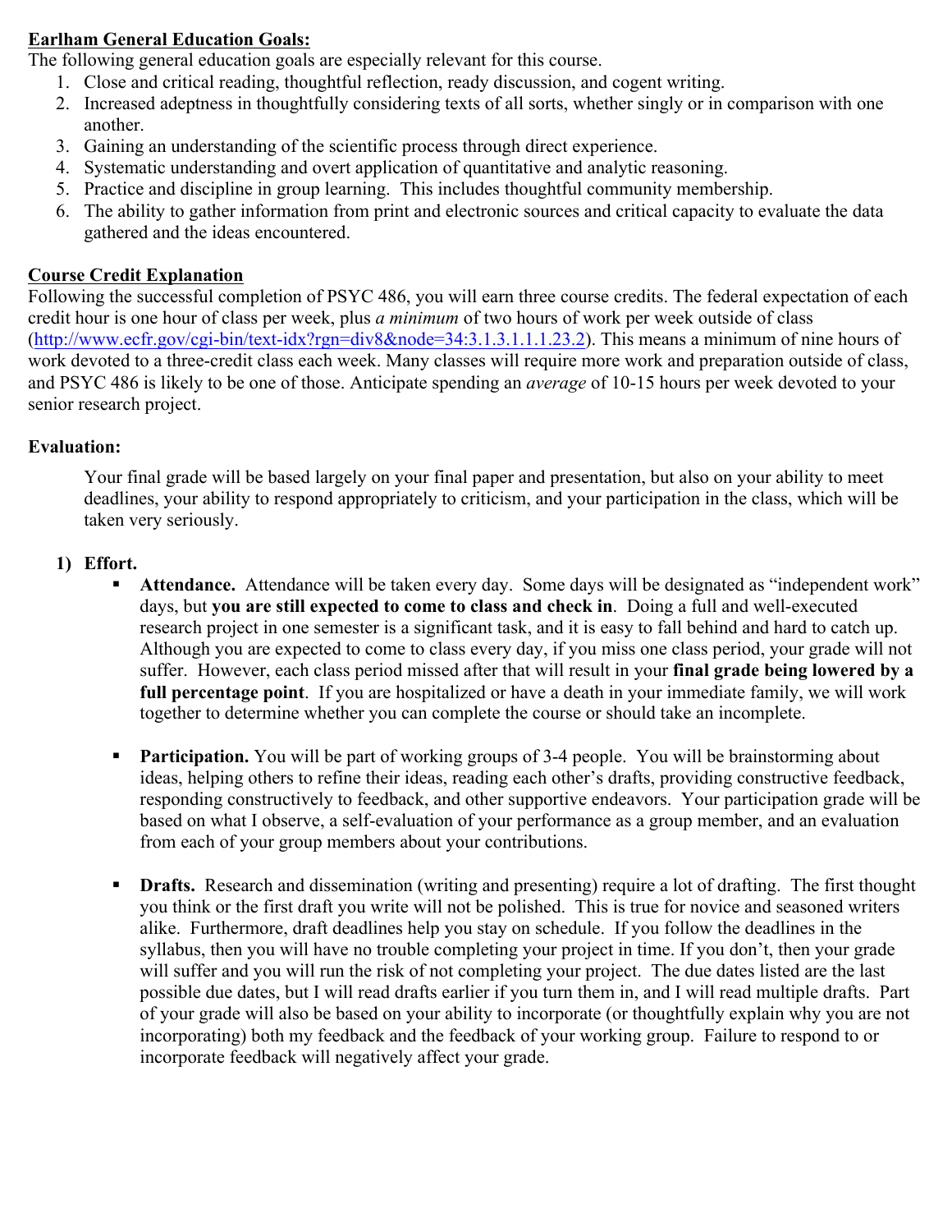**Earlham General Education Goals:**

The following general education goals are especially relevant for this course.

1. Close and critical reading, thoughtful reflection, ready discussion, and cogent writing.
2. Increased adeptness in thoughtfully considering texts of all sorts, whether singly or in comparison with one another.
3. Gaining an understanding of the scientific process through direct experience.
4. Systematic understanding and overt application of quantitative and analytic reasoning.
5. Practice and discipline in group learning. This includes thoughtful community membership.
6. The ability to gather information from print and electronic sources and critical capacity to evaluate the data gathered and the ideas encountered.

**Course Credit Explanation**

Following the successful completion of PSYC 486, you will earn three course credits. The federal expectation of each credit hour is one hour of class per week, plus *a minimum* of two hours of work per week outside of class (http://www.ecfr.gov/cgi-bin/text-idx?rgn=div8&node=34:3.1.3.1.1.1.23.2). This means a minimum of nine hours of work devoted to a three-credit class each week. Many classes will require more work and preparation outside of class, and PSYC 486 is likely to be one of those. Anticipate spending an *average* of 10-15 hours per week devoted to your senior research project.

**Evaluation:**

Your final grade will be based largely on your final paper and presentation, but also on your ability to meet deadlines, your ability to respond appropriately to criticism, and your participation in the class, which will be taken very seriously.

1) **Effort.**
   - **Attendance.** Attendance will be taken every day. Some days will be designated as "independent work" days, but **you are still expected to come to class and check in**. Doing a full and well-executed research project in one semester is a significant task, and it is easy to fall behind and hard to catch up. Although you are expected to come to class every day, if you miss one class period, your grade will not suffer. However, each class period missed after that will result in your **final grade being lowered by a full percentage point**. If you are hospitalized or have a death in your immediate family, we will work together to determine whether you can complete the course or should take an incomplete.
   - **Participation.** You will be part of working groups of 3-4 people. You will be brainstorming about ideas, helping others to refine their ideas, reading each other's drafts, providing constructive feedback, responding constructively to feedback, and other supportive endeavors. Your participation grade will be based on what I observe, a self-evaluation of your performance as a group member, and an evaluation from each of your group members about your contributions.
   - **Drafts.** Research and dissemination (writing and presenting) require a lot of drafting. The first thought you think or the first draft you write will not be polished. This is true for novice and seasoned writers alike. Furthermore, draft deadlines help you stay on schedule. If you follow the deadlines in the syllabus, then you will have no trouble completing your project in time. If you don't, then your grade will suffer and you will run the risk of not completing your project. The due dates listed are the last possible due dates, but I will read drafts earlier if you turn them in, and I will read multiple drafts. Part of your grade will also be based on your ability to incorporate (or thoughtfully explain why you are not incorporating) both my feedback and the feedback of your working group. Failure to respond to or incorporate feedback will negatively affect your grade.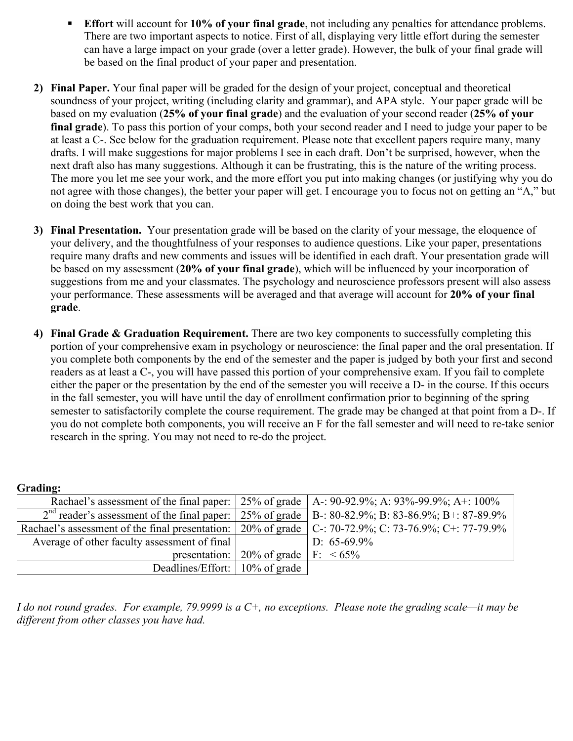- **Effort** will account for **10% of your final grade**, not including any penalties for attendance problems. There are two important aspects to notice. First of all, displaying very little effort during the semester can have a large impact on your grade (over a letter grade). However, the bulk of your final grade will be based on the final product of your paper and presentation.

2) **Final Paper.** Your final paper will be graded for the design of your project, conceptual and theoretical soundness of your project, writing (including clarity and grammar), and APA style. Your paper grade will be based on my evaluation (**25% of your final grade**) and the evaluation of your second reader (**25% of your final grade**). To pass this portion of your comps, both your second reader and I need to judge your paper to be at least a C-. See below for the graduation requirement. Please note that excellent papers require many, many drafts. I will make suggestions for major problems I see in each draft. Don't be surprised, however, when the next draft also has many suggestions. Although it can be frustrating, this is the nature of the writing process. The more you let me see your work, and the more effort you put into making changes (or justifying why you do not agree with those changes), the better your paper will get. I encourage you to focus not on getting an "A," but on doing the best work that you can.

3) **Final Presentation.** Your presentation grade will be based on the clarity of your message, the eloquence of your delivery, and the thoughtfulness of your responses to audience questions. Like your paper, presentations require many drafts and new comments and issues will be identified in each draft. Your presentation grade will be based on my assessment (**20% of your final grade**), which will be influenced by your incorporation of suggestions from me and your classmates. The psychology and neuroscience professors present will also assess your performance. These assessments will be averaged and that average will account for **20% of your final grade**.

4) **Final Grade & Graduation Requirement.** There are two key components to successfully completing this portion of your comprehensive exam in psychology or neuroscience: the final paper and the oral presentation. If you complete both components by the end of the semester and the paper is judged by both your first and second readers as at least a C-, you will have passed this portion of your comprehensive exam. If you fail to complete either the paper or the presentation by the end of the semester you will receive a D- in the course. If this occurs in the fall semester, you will have until the day of enrollment confirmation prior to beginning of the spring semester to satisfactorily complete the course requirement. The grade may be changed at that point from a D-. If you do not complete both components, you will receive an F for the fall semester and will need to re-take senior research in the spring. You may not need to re-do the project.

**Grading:**

| Component | Weight | Scale |
|---|---|---|
| Rachael's assessment of the final paper: | 25% of grade | A-: 90-92.9%; A: 93%-99.9%; A+: 100% |
| 2nd reader's assessment of the final paper: | 25% of grade | B-: 80-82.9%; B: 83-86.9%; B+: 87-89.9% |
| Rachael's assessment of the final presentation: | 20% of grade | C-: 70-72.9%; C: 73-76.9%; C+: 77-79.9% |
| Average of other faculty assessment of final presentation: | 20% of grade | D: 65-69.9%<br>F: < 65% |
| Deadlines/Effort: | 10% of grade | |

*I do not round grades. For example, 79.9999 is a C+, no exceptions. Please note the grading scale—it may be different from other classes you have had.*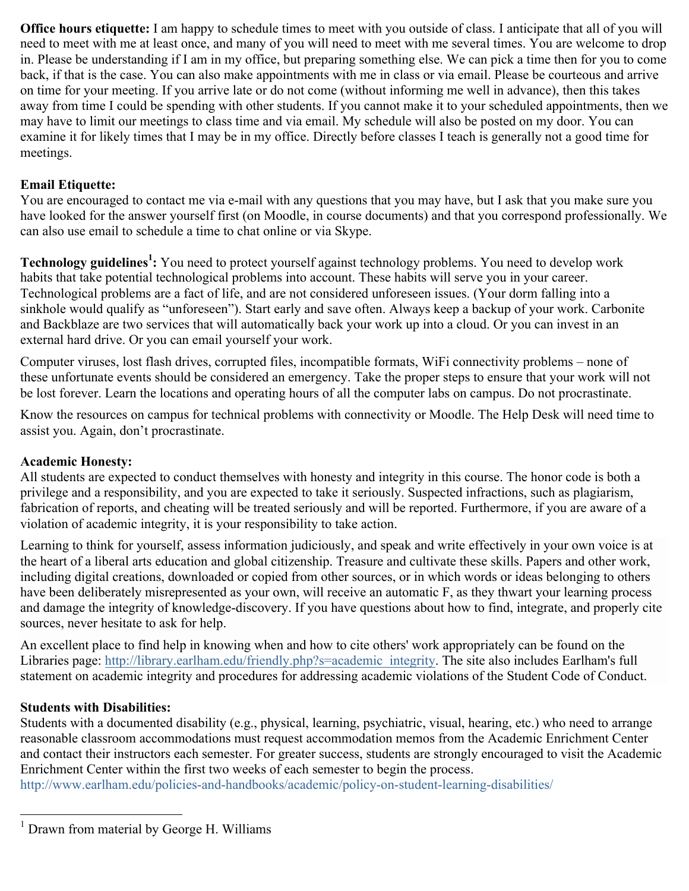**Office hours etiquette:** I am happy to schedule times to meet with you outside of class. I anticipate that all of you will need to meet with me at least once, and many of you will need to meet with me several times. You are welcome to drop in. Please be understanding if I am in my office, but preparing something else. We can pick a time then for you to come back, if that is the case. You can also make appointments with me in class or via email. Please be courteous and arrive on time for your meeting. If you arrive late or do not come (without informing me well in advance), then this takes away from time I could be spending with other students. If you cannot make it to your scheduled appointments, then we may have to limit our meetings to class time and via email. My schedule will also be posted on my door. You can examine it for likely times that I may be in my office. Directly before classes I teach is generally not a good time for meetings.

**Email Etiquette:**
You are encouraged to contact me via e-mail with any questions that you may have, but I ask that you make sure you have looked for the answer yourself first (on Moodle, in course documents) and that you correspond professionally. We can also use email to schedule a time to chat online or via Skype.

**Technology guidelines[1]:** You need to protect yourself against technology problems. You need to develop work habits that take potential technological problems into account. These habits will serve you in your career. Technological problems are a fact of life, and are not considered unforeseen issues. (Your dorm falling into a sinkhole would qualify as "unforeseen"). Start early and save often. Always keep a backup of your work. Carbonite and Backblaze are two services that will automatically back your work up into a cloud. Or you can invest in an external hard drive. Or you can email yourself your work.

Computer viruses, lost flash drives, corrupted files, incompatible formats, WiFi connectivity problems – none of these unfortunate events should be considered an emergency. Take the proper steps to ensure that your work will not be lost forever. Learn the locations and operating hours of all the computer labs on campus. Do not procrastinate.

Know the resources on campus for technical problems with connectivity or Moodle. The Help Desk will need time to assist you. Again, don't procrastinate.

**Academic Honesty:**
All students are expected to conduct themselves with honesty and integrity in this course. The honor code is both a privilege and a responsibility, and you are expected to take it seriously. Suspected infractions, such as plagiarism, fabrication of reports, and cheating will be treated seriously and will be reported. Furthermore, if you are aware of a violation of academic integrity, it is your responsibility to take action.

Learning to think for yourself, assess information judiciously, and speak and write effectively in your own voice is at the heart of a liberal arts education and global citizenship. Treasure and cultivate these skills. Papers and other work, including digital creations, downloaded or copied from other sources, or in which words or ideas belonging to others have been deliberately misrepresented as your own, will receive an automatic F, as they thwart your learning process and damage the integrity of knowledge-discovery. If you have questions about how to find, integrate, and properly cite sources, never hesitate to ask for help.

An excellent place to find help in knowing when and how to cite others' work appropriately can be found on the Libraries page: http://library.earlham.edu/friendly.php?s=academic_integrity. The site also includes Earlham's full statement on academic integrity and procedures for addressing academic violations of the Student Code of Conduct.

**Students with Disabilities:**
Students with a documented disability (e.g., physical, learning, psychiatric, visual, hearing, etc.) who need to arrange reasonable classroom accommodations must request accommodation memos from the Academic Enrichment Center and contact their instructors each semester. For greater success, students are strongly encouraged to visit the Academic Enrichment Center within the first two weeks of each semester to begin the process.
http://www.earlham.edu/policies-and-handbooks/academic/policy-on-student-learning-disabilities/

---

[1] Drawn from material by George H. Williams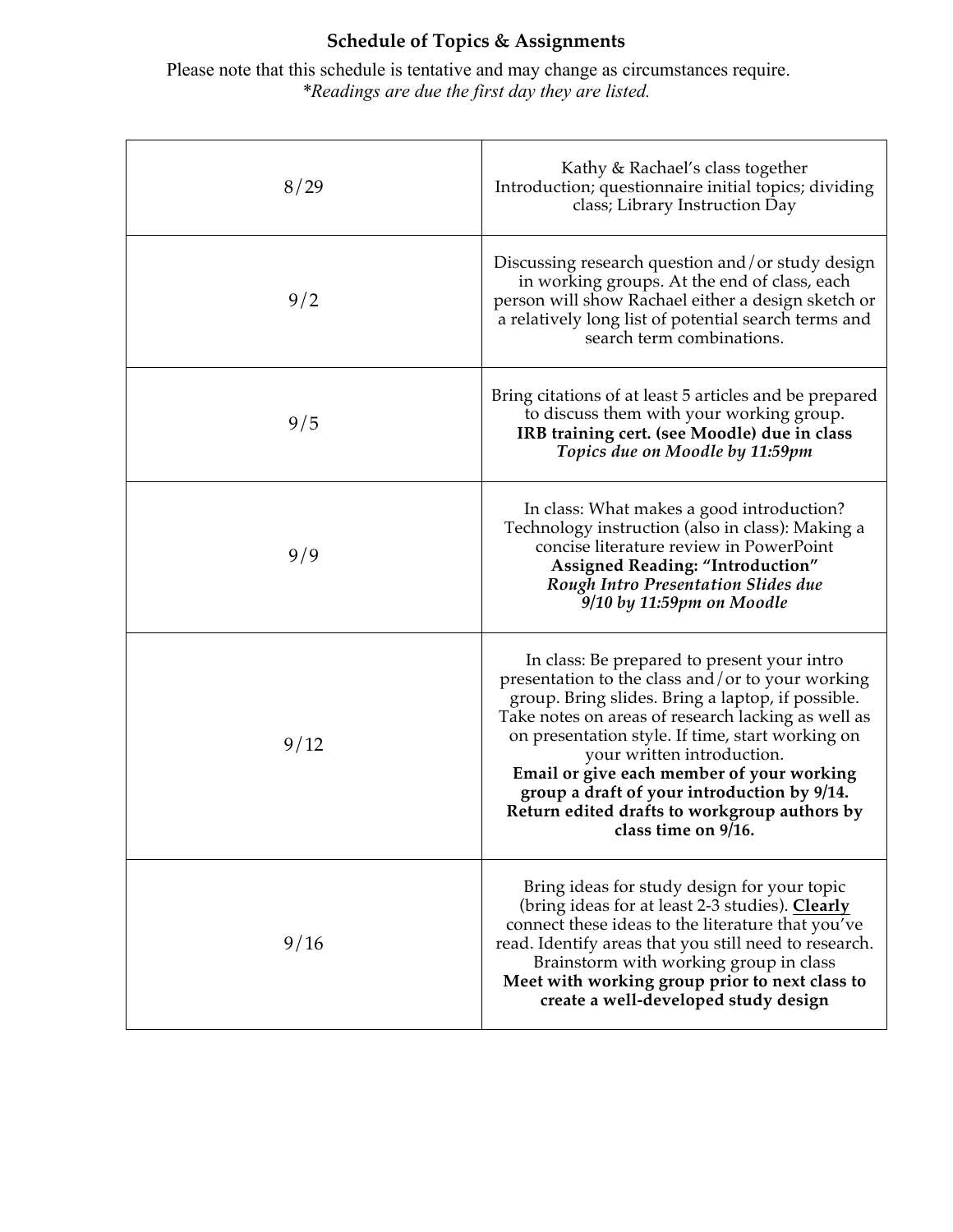## Schedule of Topics & Assignments

Please note that this schedule is tentative and may change as circumstances require.
*\*Readings are due the first day they are listed.*

| | |
|---|---|
| 8/29 | Kathy & Rachael's class together<br>Introduction; questionnaire initial topics; dividing class; Library Instruction Day |
| 9/2 | Discussing research question and/or study design in working groups. At the end of class, each person will show Rachael either a design sketch or a relatively long list of potential search terms and search term combinations. |
| 9/5 | Bring citations of at least 5 articles and be prepared to discuss them with your working group.<br>**IRB training cert. (see Moodle) due in class**<br>***Topics due on Moodle by 11:59pm*** |
| 9/9 | In class: What makes a good introduction?<br>Technology instruction (also in class): Making a concise literature review in PowerPoint<br>**Assigned Reading: "Introduction"**<br>***Rough Intro Presentation Slides due 9/10 by 11:59pm on Moodle*** |
| 9/12 | In class: Be prepared to present your intro presentation to the class and/or to your working group. Bring slides. Bring a laptop, if possible. Take notes on areas of research lacking as well as on presentation style. If time, start working on your written introduction.<br>**Email or give each member of your working group a draft of your introduction by 9/14. Return edited drafts to workgroup authors by class time on 9/16.** |
| 9/16 | Bring ideas for study design for your topic (bring ideas for at least 2-3 studies). **<u>Clearly</u>** connect these ideas to the literature that you've read. Identify areas that you still need to research. Brainstorm with working group in class<br>**Meet with working group prior to next class to create a well-developed study design** |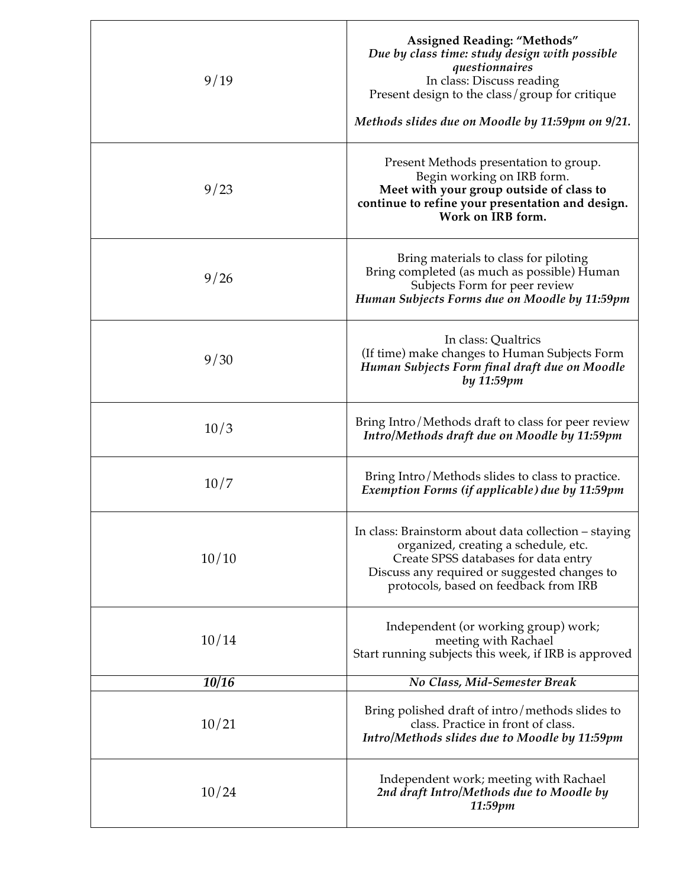| | |
|---|---|
| 9/19 | **Assigned Reading: "Methods"**<br>***Due by class time: study design with possible questionnaires***<br>In class: Discuss reading<br>Present design to the class/group for critique<br><br>***Methods slides due on Moodle by 11:59pm on 9/21.*** |
| 9/23 | Present Methods presentation to group.<br>Begin working on IRB form.<br>**Meet with your group outside of class to continue to refine your presentation and design. Work on IRB form.** |
| 9/26 | Bring materials to class for piloting<br>Bring completed (as much as possible) Human Subjects Form for peer review<br>***Human Subjects Forms due on Moodle by 11:59pm*** |
| 9/30 | In class: Qualtrics<br>(If time) make changes to Human Subjects Form<br>***Human Subjects Form final draft due on Moodle by 11:59pm*** |
| 10/3 | Bring Intro/Methods draft to class for peer review<br>***Intro/Methods draft due on Moodle by 11:59pm*** |
| 10/7 | Bring Intro/Methods slides to class to practice.<br>***Exemption Forms (if applicable) due by 11:59pm*** |
| 10/10 | In class: Brainstorm about data collection – staying organized, creating a schedule, etc.<br>Create SPSS databases for data entry<br>Discuss any required or suggested changes to protocols, based on feedback from IRB |
| 10/14 | Independent (or working group) work;<br>meeting with Rachael<br>Start running subjects this week, if IRB is approved |
| ***10/16*** | ***No Class, Mid-Semester Break*** |
| 10/21 | Bring polished draft of intro/methods slides to class. Practice in front of class.<br>***Intro/Methods slides due to Moodle by 11:59pm*** |
| 10/24 | Independent work; meeting with Rachael<br>***2nd draft Intro/Methods due to Moodle by 11:59pm*** |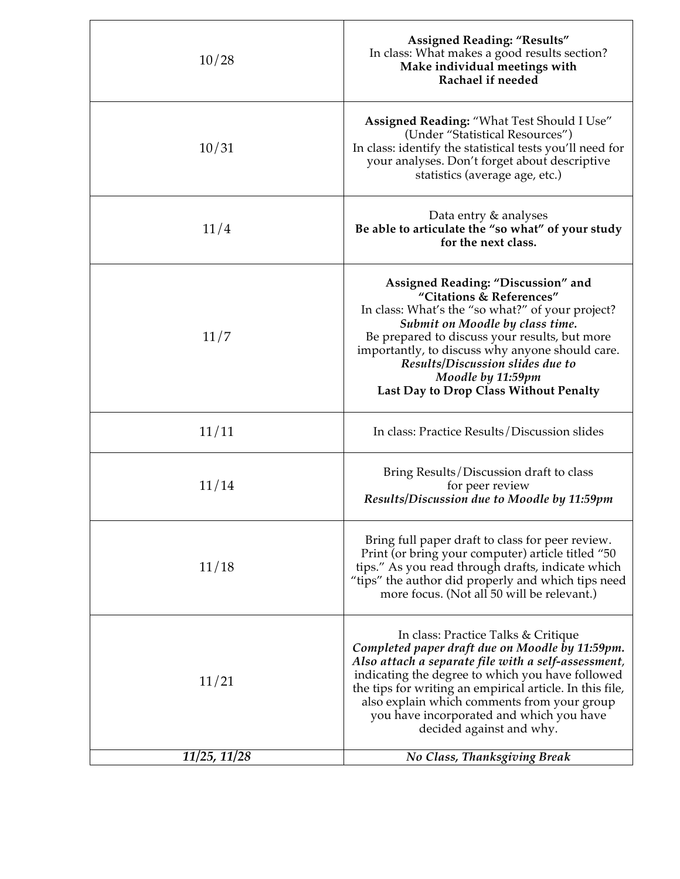| | |
|---|---|
| 10/28 | **Assigned Reading: "Results"** In class: What makes a good results section? **Make individual meetings with Rachael if needed** |
| 10/31 | **Assigned Reading:** "What Test Should I Use" (Under "Statistical Resources") In class: identify the statistical tests you'll need for your analyses. Don't forget about descriptive statistics (average age, etc.) |
| 11/4 | Data entry & analyses **Be able to articulate the "so what" of your study for the next class.** |
| 11/7 | **Assigned Reading: "Discussion" and "Citations & References"** In class: What's the "so what?" of your project? ***Submit on Moodle by class time.*** Be prepared to discuss your results, but more importantly, to discuss why anyone should care. ***Results/Discussion slides due to Moodle by 11:59pm*** **Last Day to Drop Class Without Penalty** |
| 11/11 | In class: Practice Results/Discussion slides |
| 11/14 | Bring Results/Discussion draft to class for peer review ***Results/Discussion due to Moodle by 11:59pm*** |
| 11/18 | Bring full paper draft to class for peer review. Print (or bring your computer) article titled "50 tips." As you read through drafts, indicate which "tips" the author did properly and which tips need more focus. (Not all 50 will be relevant.) |
| 11/21 | In class: Practice Talks & Critique ***Completed paper draft due on Moodle by 11:59pm. Also attach a separate file with a self-assessment***, indicating the degree to which you have followed the tips for writing an empirical article. In this file, also explain which comments from your group you have incorporated and which you have decided against and why. |
| ***11/25, 11/28*** | ***No Class, Thanksgiving Break*** |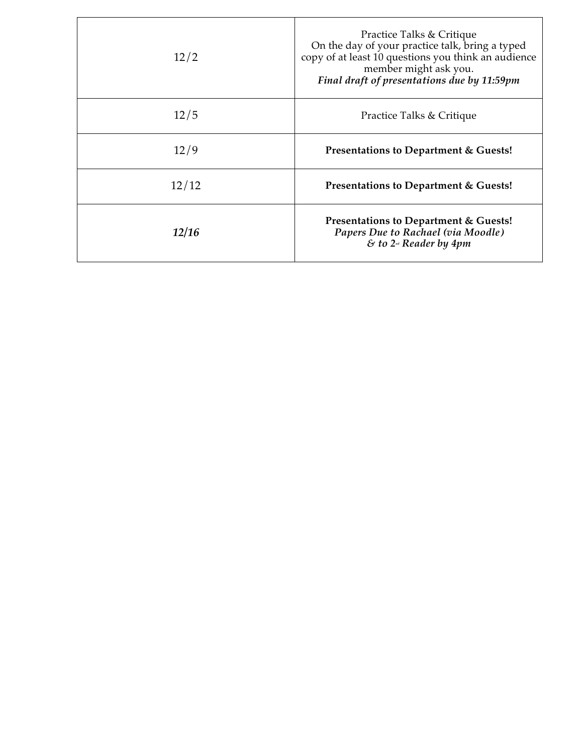| | |
|---|---|
| 12/2 | Practice Talks & Critique<br>On the day of your practice talk, bring a typed copy of at least 10 questions you think an audience member might ask you.<br>***Final draft of presentations due by 11:59pm*** |
| 12/5 | Practice Talks & Critique |
| 12/9 | **Presentations to Department & Guests!** |
| 12/12 | **Presentations to Department & Guests!** |
| ***12/16*** | **Presentations to Department & Guests!**<br>***Papers Due to Rachael (via Moodle)***<br>***& to 2nd Reader by 4pm*** |